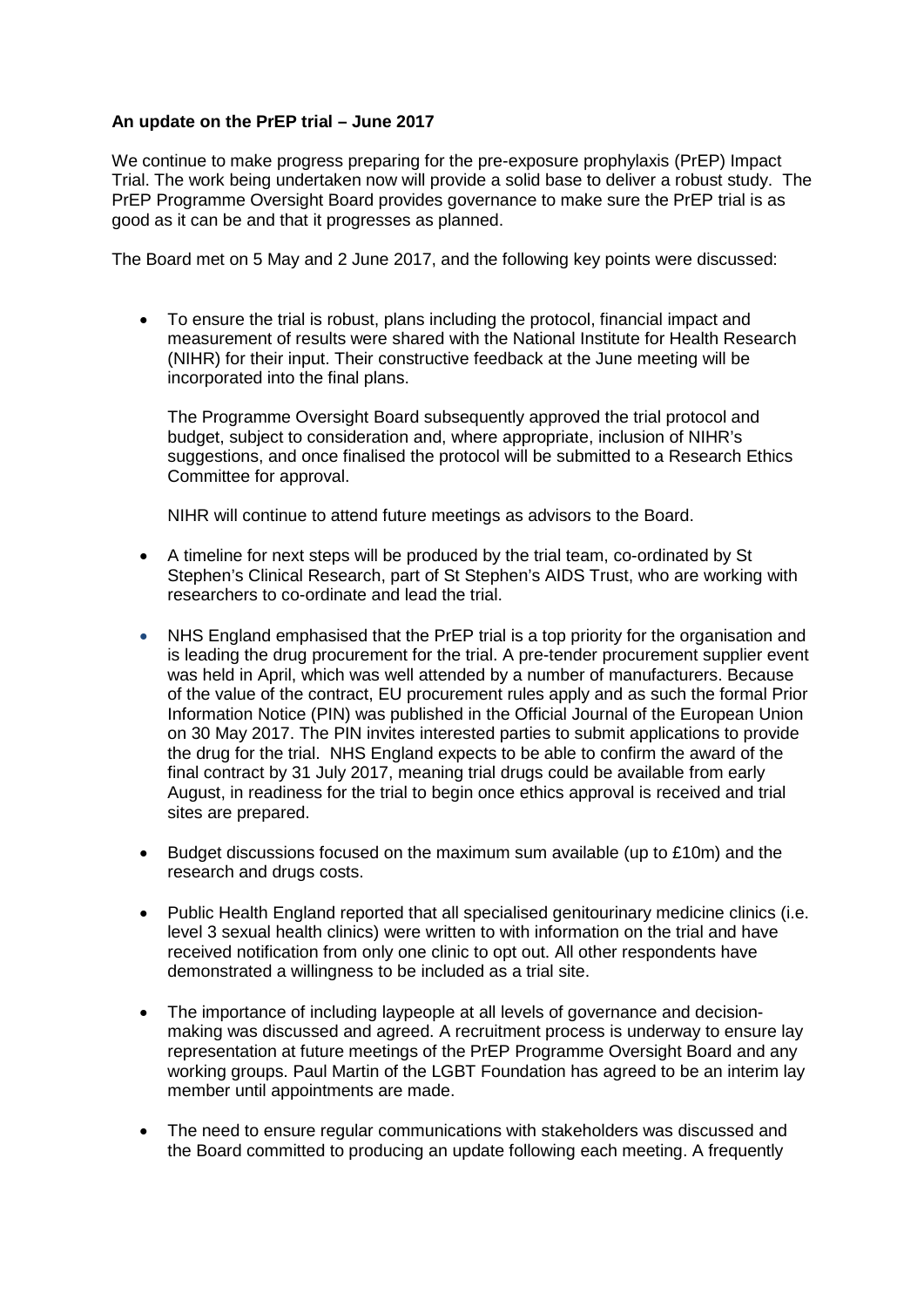**An update on the PrEP trial – June 2017**

We continue to make progress preparing for the pre-exposure prophylaxis (PrEP) Impact Trial. The work being undertaken now will provide a solid base to deliver a robust study. The PrEP Programme Oversight Board provides governance to make sure the PrEP trial is as good as it can be and that it progresses as planned.

The Board met on 5 May and 2 June 2017, and the following key points were discussed:

- To ensure the trial is robust, plans including the protocol, financial impact and measurement of results were shared with the National Institute for Health Research (NIHR) for their input. Their constructive feedback at the June meeting will be incorporated into the final plans.

  The Programme Oversight Board subsequently approved the trial protocol and budget, subject to consideration and, where appropriate, inclusion of NIHR's suggestions, and once finalised the protocol will be submitted to a Research Ethics Committee for approval.

  NIHR will continue to attend future meetings as advisors to the Board.

- A timeline for next steps will be produced by the trial team, co-ordinated by St Stephen's Clinical Research, part of St Stephen's AIDS Trust, who are working with researchers to co-ordinate and lead the trial.

- NHS England emphasised that the PrEP trial is a top priority for the organisation and is leading the drug procurement for the trial. A pre-tender procurement supplier event was held in April, which was well attended by a number of manufacturers. Because of the value of the contract, EU procurement rules apply and as such the formal Prior Information Notice (PIN) was published in the Official Journal of the European Union on 30 May 2017. The PIN invites interested parties to submit applications to provide the drug for the trial. NHS England expects to be able to confirm the award of the final contract by 31 July 2017, meaning trial drugs could be available from early August, in readiness for the trial to begin once ethics approval is received and trial sites are prepared.

- Budget discussions focused on the maximum sum available (up to £10m) and the research and drugs costs.

- Public Health England reported that all specialised genitourinary medicine clinics (i.e. level 3 sexual health clinics) were written to with information on the trial and have received notification from only one clinic to opt out. All other respondents have demonstrated a willingness to be included as a trial site.

- The importance of including laypeople at all levels of governance and decision-making was discussed and agreed. A recruitment process is underway to ensure lay representation at future meetings of the PrEP Programme Oversight Board and any working groups. Paul Martin of the LGBT Foundation has agreed to be an interim lay member until appointments are made.

- The need to ensure regular communications with stakeholders was discussed and the Board committed to producing an update following each meeting. A frequently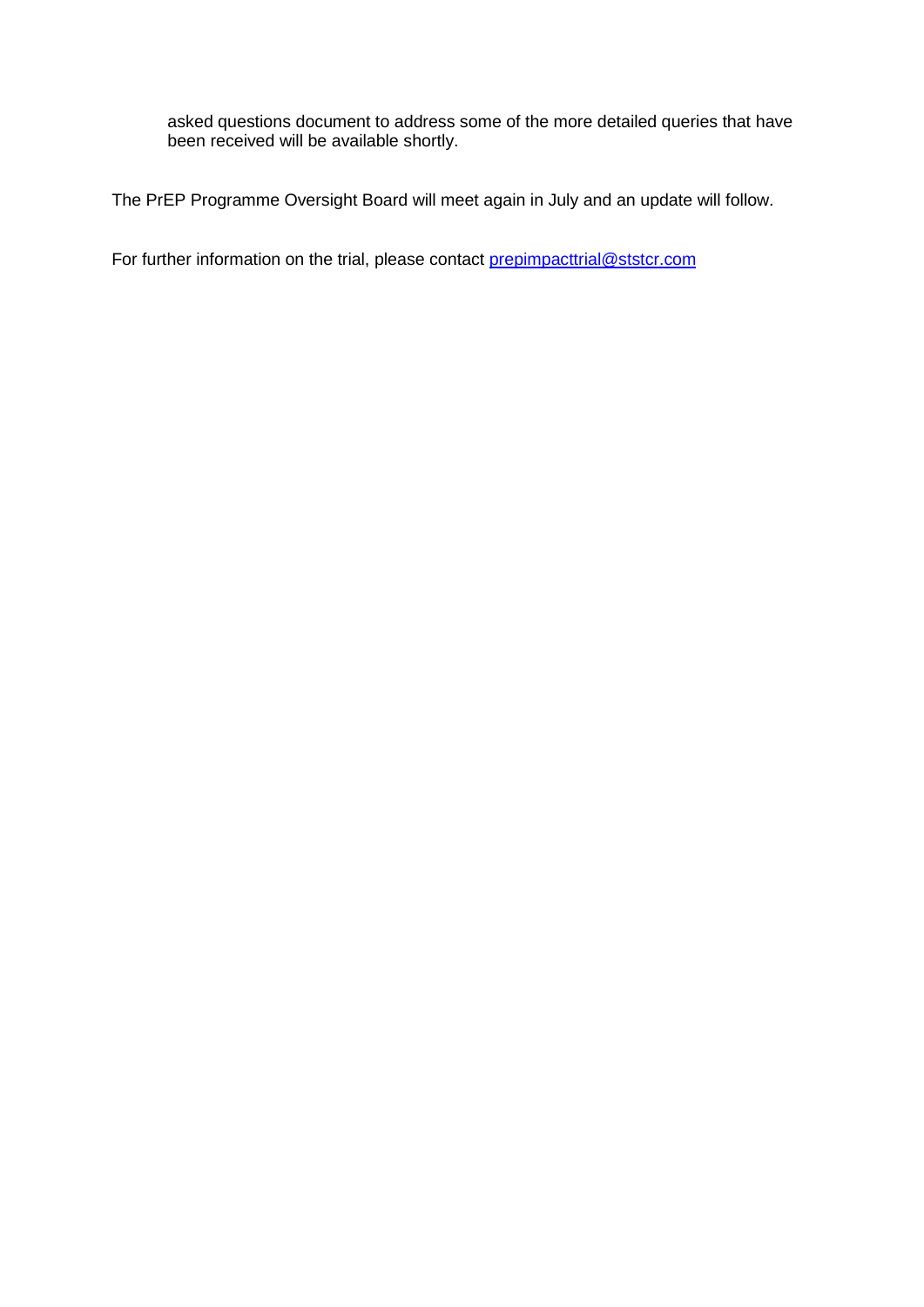asked questions document to address some of the more detailed queries that have been received will be available shortly.

The PrEP Programme Oversight Board will meet again in July and an update will follow.

For further information on the trial, please contact [prepimpacttrial@ststcr.com](mailto:prepimpacttrial@ststcr.com)